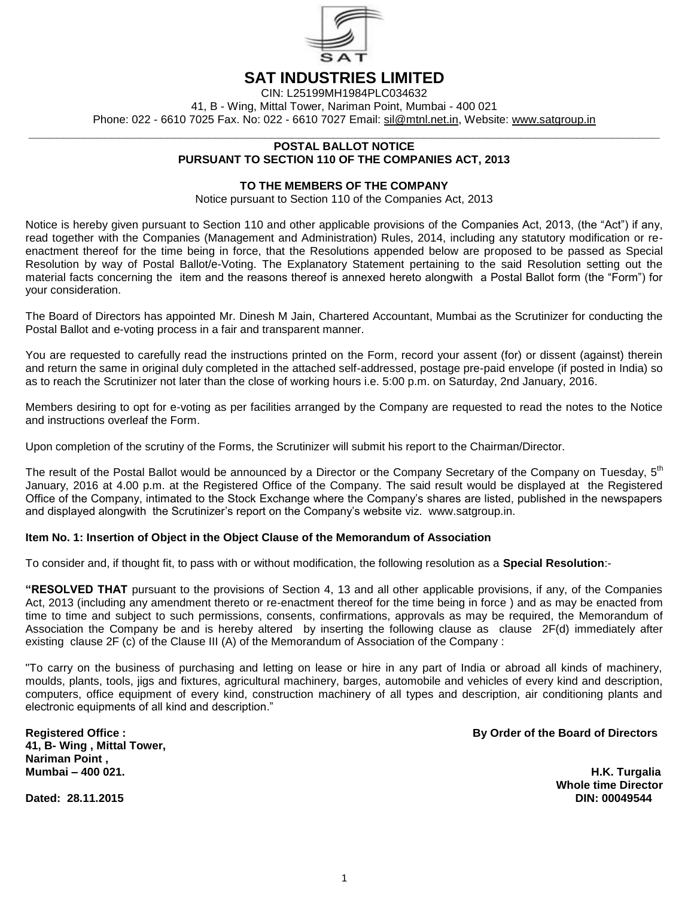# SAT INDUSTRIES LIMITED

CIN: L25199MH1984PLC034632
41, B - Wing, Mittal Tower, Nariman Point, Mumbai - 400 021
Phone: 022 - 6610 7025 Fax. No: 022 - 6610 7027 Email: sil@mtnl.net.in, Website: www.satgroup.in

---

## POSTAL BALLOT NOTICE
## PURSUANT TO SECTION 110 OF THE COMPANIES ACT, 2013

### TO THE MEMBERS OF THE COMPANY

Notice pursuant to Section 110 of the Companies Act, 2013

Notice is hereby given pursuant to Section 110 and other applicable provisions of the Companies Act, 2013, (the "Act") if any, read together with the Companies (Management and Administration) Rules, 2014, including any statutory modification or re-enactment thereof for the time being in force, that the Resolutions appended below are proposed to be passed as Special Resolution by way of Postal Ballot/e-Voting. The Explanatory Statement pertaining to the said Resolution setting out the material facts concerning the item and the reasons thereof is annexed hereto alongwith a Postal Ballot form (the "Form") for your consideration.

The Board of Directors has appointed Mr. Dinesh M Jain, Chartered Accountant, Mumbai as the Scrutinizer for conducting the Postal Ballot and e-voting process in a fair and transparent manner.

You are requested to carefully read the instructions printed on the Form, record your assent (for) or dissent (against) therein and return the same in original duly completed in the attached self-addressed, postage pre-paid envelope (if posted in India) so as to reach the Scrutinizer not later than the close of working hours i.e. 5:00 p.m. on Saturday, 2nd January, 2016.

Members desiring to opt for e-voting as per facilities arranged by the Company are requested to read the notes to the Notice and instructions overleaf the Form.

Upon completion of the scrutiny of the Forms, the Scrutinizer will submit his report to the Chairman/Director.

The result of the Postal Ballot would be announced by a Director or the Company Secretary of the Company on Tuesday, 5th January, 2016 at 4.00 p.m. at the Registered Office of the Company. The said result would be displayed at the Registered Office of the Company, intimated to the Stock Exchange where the Company's shares are listed, published in the newspapers and displayed alongwith the Scrutinizer's report on the Company's website viz. www.satgroup.in.

**Item No. 1: Insertion of Object in the Object Clause of the Memorandum of Association**

To consider and, if thought fit, to pass with or without modification, the following resolution as a **Special Resolution**:-

**"RESOLVED THAT** pursuant to the provisions of Section 4, 13 and all other applicable provisions, if any, of the Companies Act, 2013 (including any amendment thereto or re-enactment thereof for the time being in force ) and as may be enacted from time to time and subject to such permissions, consents, confirmations, approvals as may be required, the Memorandum of Association the Company be and is hereby altered by inserting the following clause as clause 2F(d) immediately after existing clause 2F (c) of the Clause III (A) of the Memorandum of Association of the Company :

"To carry on the business of purchasing and letting on lease or hire in any part of India or abroad all kinds of machinery, moulds, plants, tools, jigs and fixtures, agricultural machinery, barges, automobile and vehicles of every kind and description, computers, office equipment of every kind, construction machinery of all types and description, air conditioning plants and electronic equipments of all kind and description."

**Registered Office :**
**41, B- Wing , Mittal Tower,**
**Nariman Point ,**
**Mumbai – 400 021.**

**Dated: 28.11.2015**

**By Order of the Board of Directors**

**H.K. Turgalia**
**Whole time Director**
**DIN: 00049544**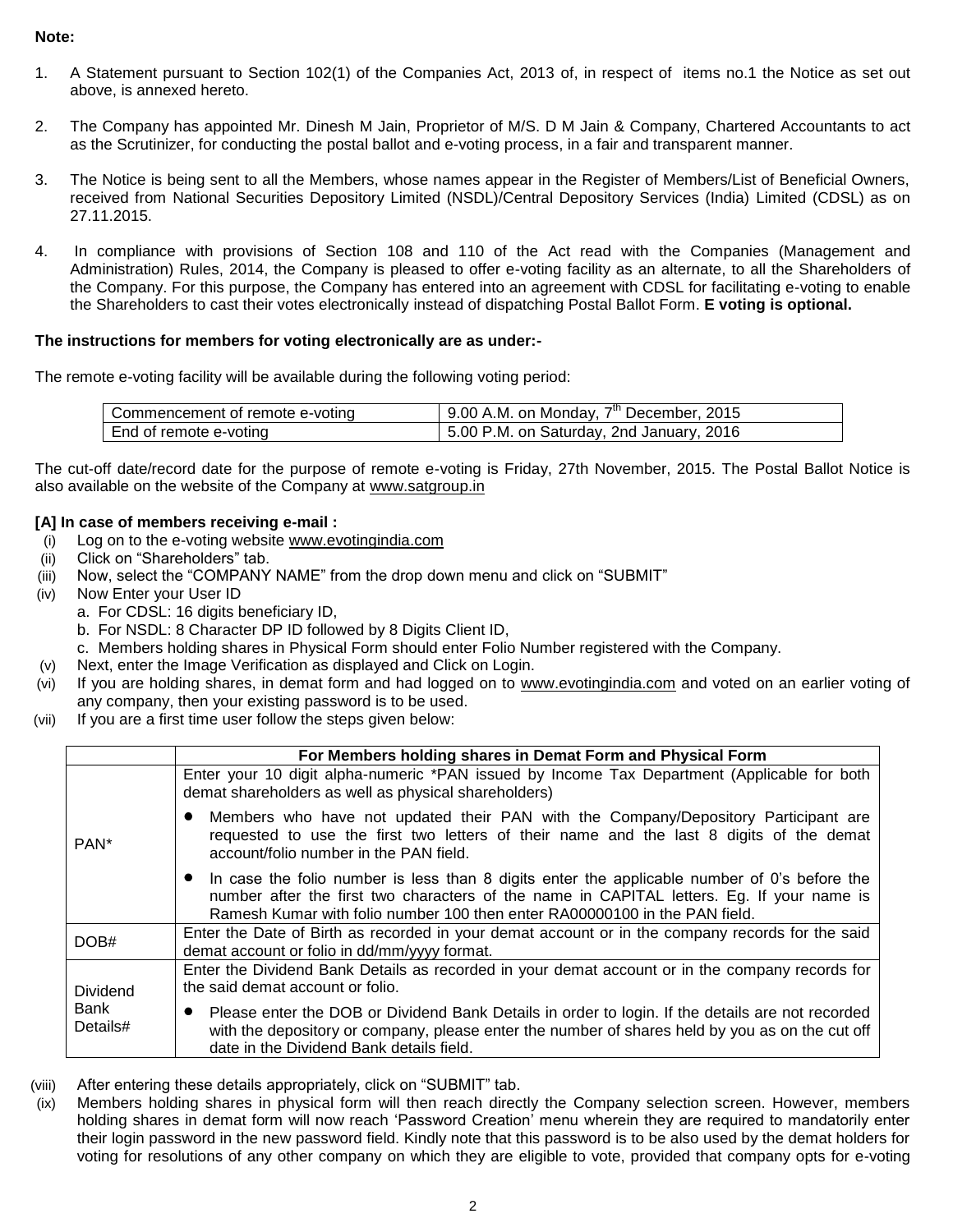**Note:**

1. A Statement pursuant to Section 102(1) of the Companies Act, 2013 of, in respect of items no.1 the Notice as set out above, is annexed hereto.

2. The Company has appointed Mr. Dinesh M Jain, Proprietor of M/S. D M Jain & Company, Chartered Accountants to act as the Scrutinizer, for conducting the postal ballot and e-voting process, in a fair and transparent manner.

3. The Notice is being sent to all the Members, whose names appear in the Register of Members/List of Beneficial Owners, received from National Securities Depository Limited (NSDL)/Central Depository Services (India) Limited (CDSL) as on 27.11.2015.

4. In compliance with provisions of Section 108 and 110 of the Act read with the Companies (Management and Administration) Rules, 2014, the Company is pleased to offer e-voting facility as an alternate, to all the Shareholders of the Company. For this purpose, the Company has entered into an agreement with CDSL for facilitating e-voting to enable the Shareholders to cast their votes electronically instead of dispatching Postal Ballot Form. **E voting is optional.**

**The instructions for members for voting electronically are as under:-**

The remote e-voting facility will be available during the following voting period:

| Commencement of remote e-voting | 9.00 A.M. on Monday, 7th December, 2015 |
|---|---|
| End of remote e-voting | 5.00 P.M. on Saturday, 2nd January, 2016 |

The cut-off date/record date for the purpose of remote e-voting is Friday, 27th November, 2015. The Postal Ballot Notice is also available on the website of the Company at www.satgroup.in

**[A] In case of members receiving e-mail :**

(i) Log on to the e-voting website www.evotingindia.com

(ii) Click on "Shareholders" tab.

(iii) Now, select the "COMPANY NAME" from the drop down menu and click on "SUBMIT"

(iv) Now Enter your User ID
   a. For CDSL: 16 digits beneficiary ID,
   b. For NSDL: 8 Character DP ID followed by 8 Digits Client ID,
   c. Members holding shares in Physical Form should enter Folio Number registered with the Company.

(v) Next, enter the Image Verification as displayed and Click on Login.

(vi) If you are holding shares, in demat form and had logged on to www.evotingindia.com and voted on an earlier voting of any company, then your existing password is to be used.

(vii) If you are a first time user follow the steps given below:

| | For Members holding shares in Demat Form and Physical Form |
|---|---|
| PAN* | Enter your 10 digit alpha-numeric *PAN issued by Income Tax Department (Applicable for both demat shareholders as well as physical shareholders)<br>• Members who have not updated their PAN with the Company/Depository Participant are requested to use the first two letters of their name and the last 8 digits of the demat account/folio number in the PAN field.<br>• In case the folio number is less than 8 digits enter the applicable number of 0's before the number after the first two characters of the name in CAPITAL letters. Eg. If your name is Ramesh Kumar with folio number 100 then enter RA00000100 in the PAN field. |
| DOB# | Enter the Date of Birth as recorded in your demat account or in the company records for the said demat account or folio in dd/mm/yyyy format. |
| Dividend Bank Details# | Enter the Dividend Bank Details as recorded in your demat account or in the company records for the said demat account or folio.<br>• Please enter the DOB or Dividend Bank Details in order to login. If the details are not recorded with the depository or company, please enter the number of shares held by you as on the cut off date in the Dividend Bank details field. |

(viii) After entering these details appropriately, click on "SUBMIT" tab.

(ix) Members holding shares in physical form will then reach directly the Company selection screen. However, members holding shares in demat form will now reach 'Password Creation' menu wherein they are required to mandatorily enter their login password in the new password field. Kindly note that this password is to be also used by the demat holders for voting for resolutions of any other company on which they are eligible to vote, provided that company opts for e-voting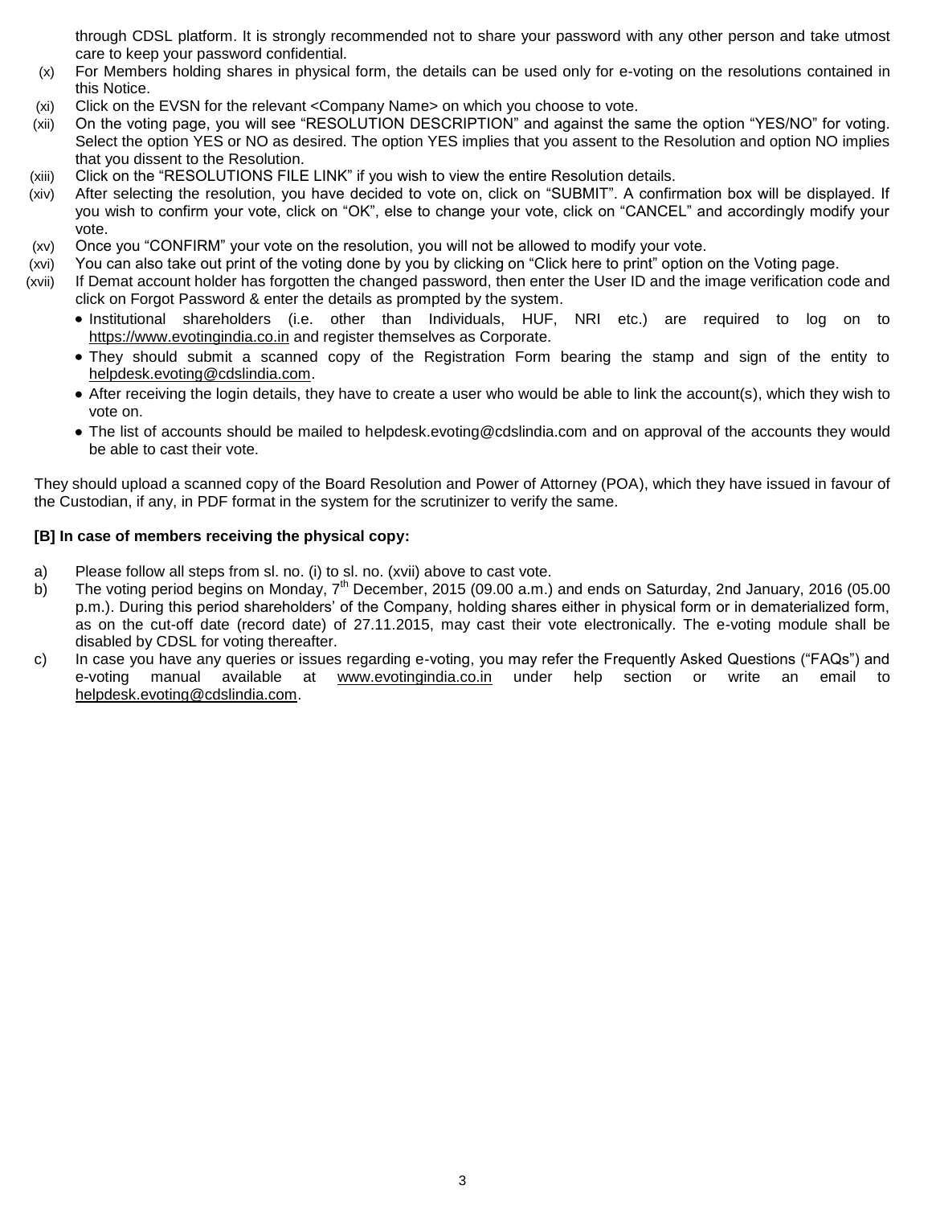through CDSL platform. It is strongly recommended not to share your password with any other person and take utmost care to keep your password confidential.

(x) For Members holding shares in physical form, the details can be used only for e-voting on the resolutions contained in this Notice.

(xi) Click on the EVSN for the relevant <Company Name> on which you choose to vote.

(xii) On the voting page, you will see "RESOLUTION DESCRIPTION" and against the same the option "YES/NO" for voting. Select the option YES or NO as desired. The option YES implies that you assent to the Resolution and option NO implies that you dissent to the Resolution.

(xiii) Click on the "RESOLUTIONS FILE LINK" if you wish to view the entire Resolution details.

(xiv) After selecting the resolution, you have decided to vote on, click on "SUBMIT". A confirmation box will be displayed. If you wish to confirm your vote, click on "OK", else to change your vote, click on "CANCEL" and accordingly modify your vote.

(xv) Once you "CONFIRM" your vote on the resolution, you will not be allowed to modify your vote.

(xvi) You can also take out print of the voting done by you by clicking on "Click here to print" option on the Voting page.

(xvii) If Demat account holder has forgotten the changed password, then enter the User ID and the image verification code and click on Forgot Password & enter the details as prompted by the system.

- Institutional shareholders (i.e. other than Individuals, HUF, NRI etc.) are required to log on to https://www.evotingindia.co.in and register themselves as Corporate.
- They should submit a scanned copy of the Registration Form bearing the stamp and sign of the entity to helpdesk.evoting@cdslindia.com.
- After receiving the login details, they have to create a user who would be able to link the account(s), which they wish to vote on.
- The list of accounts should be mailed to helpdesk.evoting@cdslindia.com and on approval of the accounts they would be able to cast their vote.

They should upload a scanned copy of the Board Resolution and Power of Attorney (POA), which they have issued in favour of the Custodian, if any, in PDF format in the system for the scrutinizer to verify the same.

**[B] In case of members receiving the physical copy:**

a) Please follow all steps from sl. no. (i) to sl. no. (xvii) above to cast vote.

b) The voting period begins on Monday, 7th December, 2015 (09.00 a.m.) and ends on Saturday, 2nd January, 2016 (05.00 p.m.). During this period shareholders' of the Company, holding shares either in physical form or in dematerialized form, as on the cut-off date (record date) of 27.11.2015, may cast their vote electronically. The e-voting module shall be disabled by CDSL for voting thereafter.

c) In case you have any queries or issues regarding e-voting, you may refer the Frequently Asked Questions ("FAQs") and e-voting manual available at www.evotingindia.co.in under help section or write an email to helpdesk.evoting@cdslindia.com.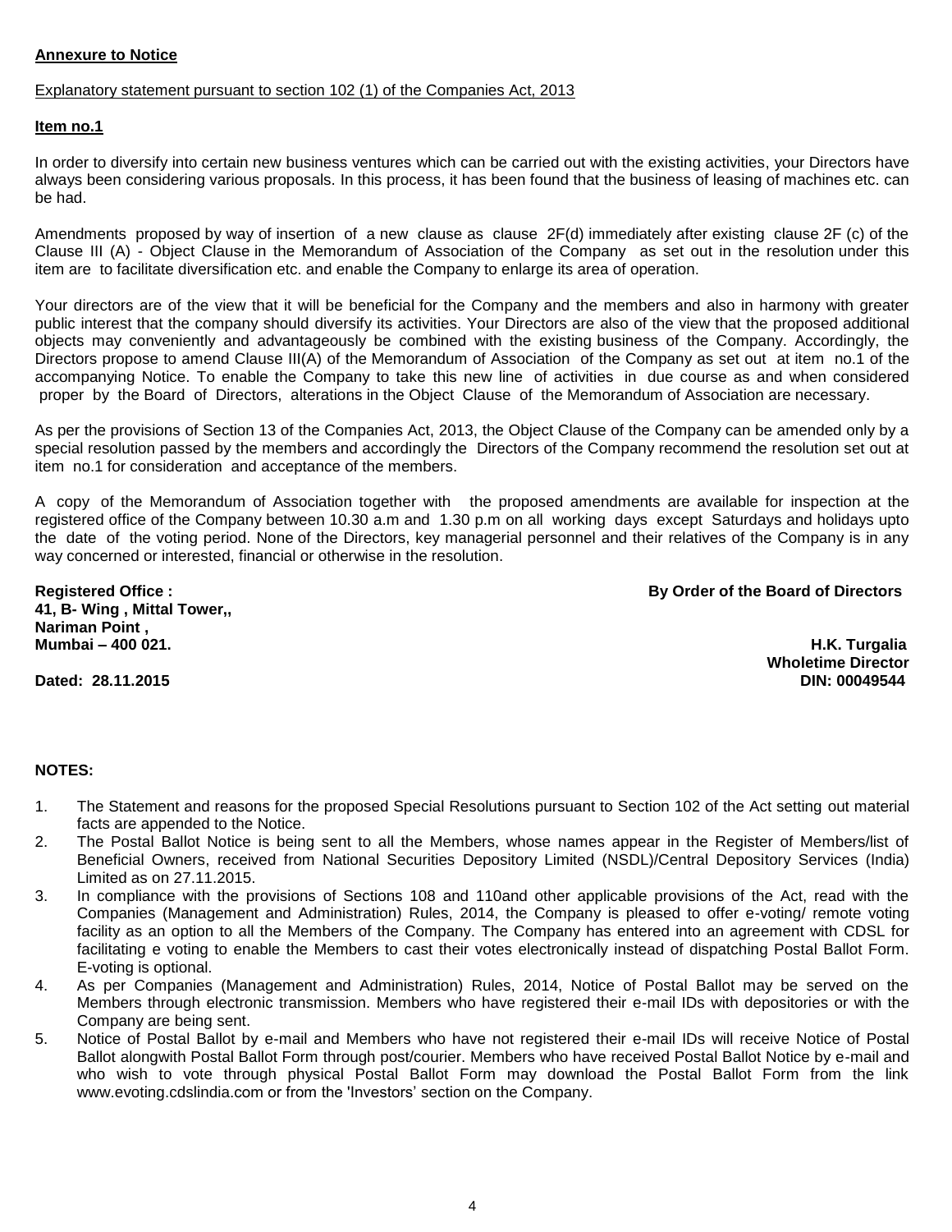**Annexure to Notice**

Explanatory statement pursuant to section 102 (1) of the Companies Act, 2013

**Item no.1**

In order to diversify into certain new business ventures which can be carried out with the existing activities, your Directors have always been considering various proposals. In this process, it has been found that the business of leasing of machines etc. can be had.

Amendments proposed by way of insertion of a new clause as clause 2F(d) immediately after existing clause 2F (c) of the Clause III (A) - Object Clause in the Memorandum of Association of the Company as set out in the resolution under this item are to facilitate diversification etc. and enable the Company to enlarge its area of operation.

Your directors are of the view that it will be beneficial for the Company and the members and also in harmony with greater public interest that the company should diversify its activities. Your Directors are also of the view that the proposed additional objects may conveniently and advantageously be combined with the existing business of the Company. Accordingly, the Directors propose to amend Clause III(A) of the Memorandum of Association of the Company as set out at item no.1 of the accompanying Notice. To enable the Company to take this new line of activities in due course as and when considered proper by the Board of Directors, alterations in the Object Clause of the Memorandum of Association are necessary.

As per the provisions of Section 13 of the Companies Act, 2013, the Object Clause of the Company can be amended only by a special resolution passed by the members and accordingly the Directors of the Company recommend the resolution set out at item no.1 for consideration and acceptance of the members.

A copy of the Memorandum of Association together with the proposed amendments are available for inspection at the registered office of the Company between 10.30 a.m and 1.30 p.m on all working days except Saturdays and holidays upto the date of the voting period. None of the Directors, key managerial personnel and their relatives of the Company is in any way concerned or interested, financial or otherwise in the resolution.

**Registered Office :**
**41, B- Wing , Mittal Tower,,**
**Nariman Point ,**
**Mumbai – 400 021.**

**By Order of the Board of Directors**

**H.K. Turgalia**
**Wholetime Director**
**DIN: 00049544**

**Dated: 28.11.2015**

**NOTES:**

1. The Statement and reasons for the proposed Special Resolutions pursuant to Section 102 of the Act setting out material facts are appended to the Notice.
2. The Postal Ballot Notice is being sent to all the Members, whose names appear in the Register of Members/list of Beneficial Owners, received from National Securities Depository Limited (NSDL)/Central Depository Services (India) Limited as on 27.11.2015.
3. In compliance with the provisions of Sections 108 and 110and other applicable provisions of the Act, read with the Companies (Management and Administration) Rules, 2014, the Company is pleased to offer e-voting/ remote voting facility as an option to all the Members of the Company. The Company has entered into an agreement with CDSL for facilitating e voting to enable the Members to cast their votes electronically instead of dispatching Postal Ballot Form. E-voting is optional.
4. As per Companies (Management and Administration) Rules, 2014, Notice of Postal Ballot may be served on the Members through electronic transmission. Members who have registered their e-mail IDs with depositories or with the Company are being sent.
5. Notice of Postal Ballot by e-mail and Members who have not registered their e-mail IDs will receive Notice of Postal Ballot alongwith Postal Ballot Form through post/courier. Members who have received Postal Ballot Notice by e-mail and who wish to vote through physical Postal Ballot Form may download the Postal Ballot Form from the link www.evoting.cdslindia.com or from the 'Investors' section on the Company.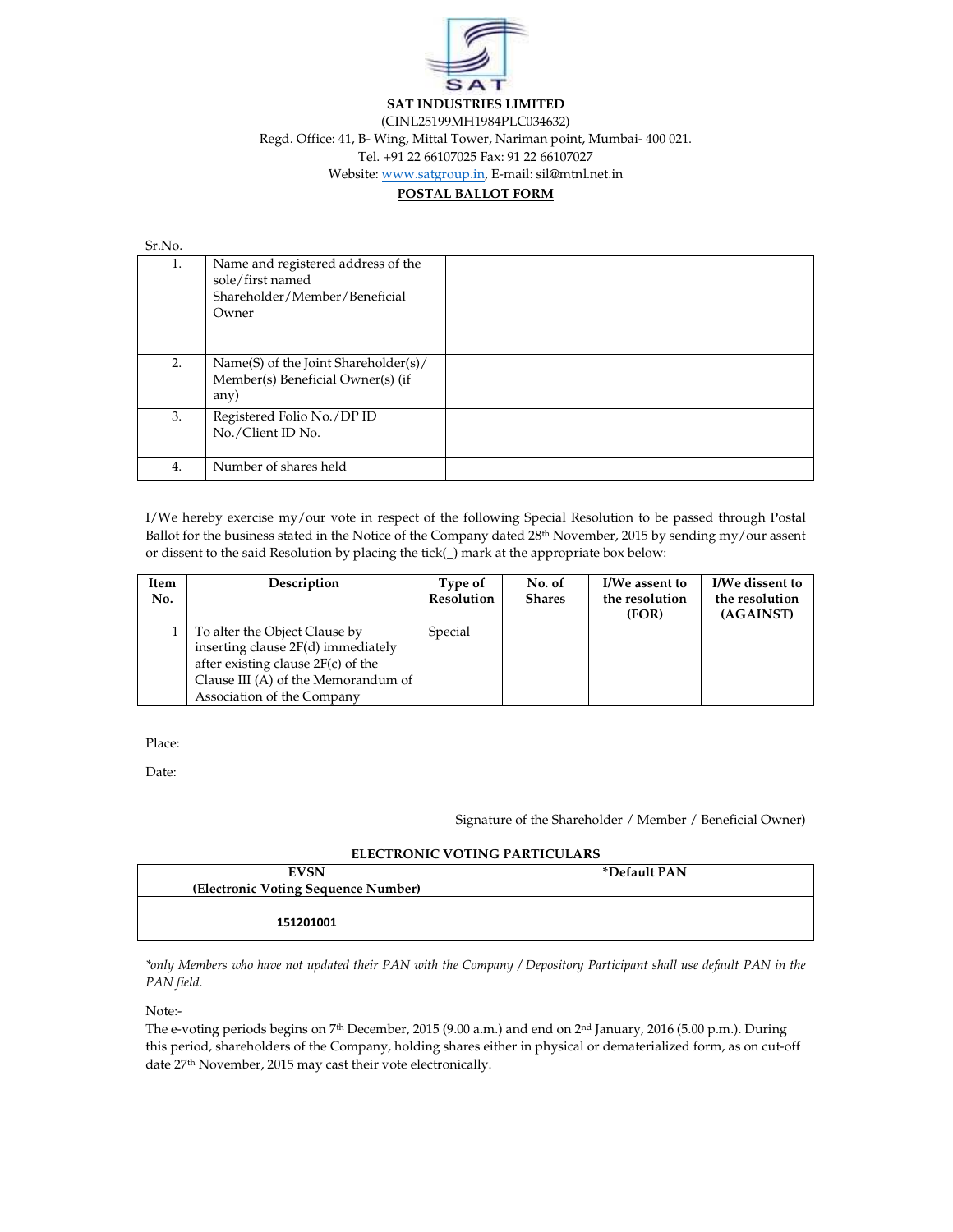**SAT INDUSTRIES LIMITED**

(CINL25199MH1984PLC034632)

Regd. Office: 41, B- Wing, Mittal Tower, Nariman point, Mumbai- 400 021.

Tel. +91 22 66107025 Fax: 91 22 66107027

Website: www.satgroup.in, E-mail: sil@mtnl.net.in

**POSTAL BALLOT FORM**

| Sr.No. | | |
|---|---|---|
| 1. | Name and registered address of the sole/first named Shareholder/Member/Beneficial Owner | |
| 2. | Name(S) of the Joint Shareholder(s)/ Member(s) Beneficial Owner(s) (if any) | |
| 3. | Registered Folio No./DP ID No./Client ID No. | |
| 4. | Number of shares held | |

I/We hereby exercise my/our vote in respect of the following Special Resolution to be passed through Postal Ballot for the business stated in the Notice of the Company dated 28th November, 2015 by sending my/our assent or dissent to the said Resolution by placing the tick(_) mark at the appropriate box below:

| Item No. | Description | Type of Resolution | No. of Shares | I/We assent to the resolution (FOR) | I/We dissent to the resolution (AGAINST) |
|---|---|---|---|---|---|
| 1 | To alter the Object Clause by inserting clause 2F(d) immediately after existing clause 2F(c) of the Clause III (A) of the Memorandum of Association of the Company | Special | | | |

Place:

Date:

\_\_\_\_\_\_\_\_\_\_\_\_\_\_\_\_\_\_\_\_\_\_\_\_\_\_\_\_\_\_\_\_\_\_\_\_\_\_\_\_

Signature of the Shareholder / Member / Beneficial Owner)

**ELECTRONIC VOTING PARTICULARS**

| EVSN (Electronic Voting Sequence Number) | *Default PAN |
|---|---|
| 151201001 | |

*\*only Members who have not updated their PAN with the Company / Depository Participant shall use default PAN in the PAN field.*

Note:-

The e-voting periods begins on 7th December, 2015 (9.00 a.m.) and end on 2nd January, 2016 (5.00 p.m.). During this period, shareholders of the Company, holding shares either in physical or dematerialized form, as on cut-off date 27th November, 2015 may cast their vote electronically.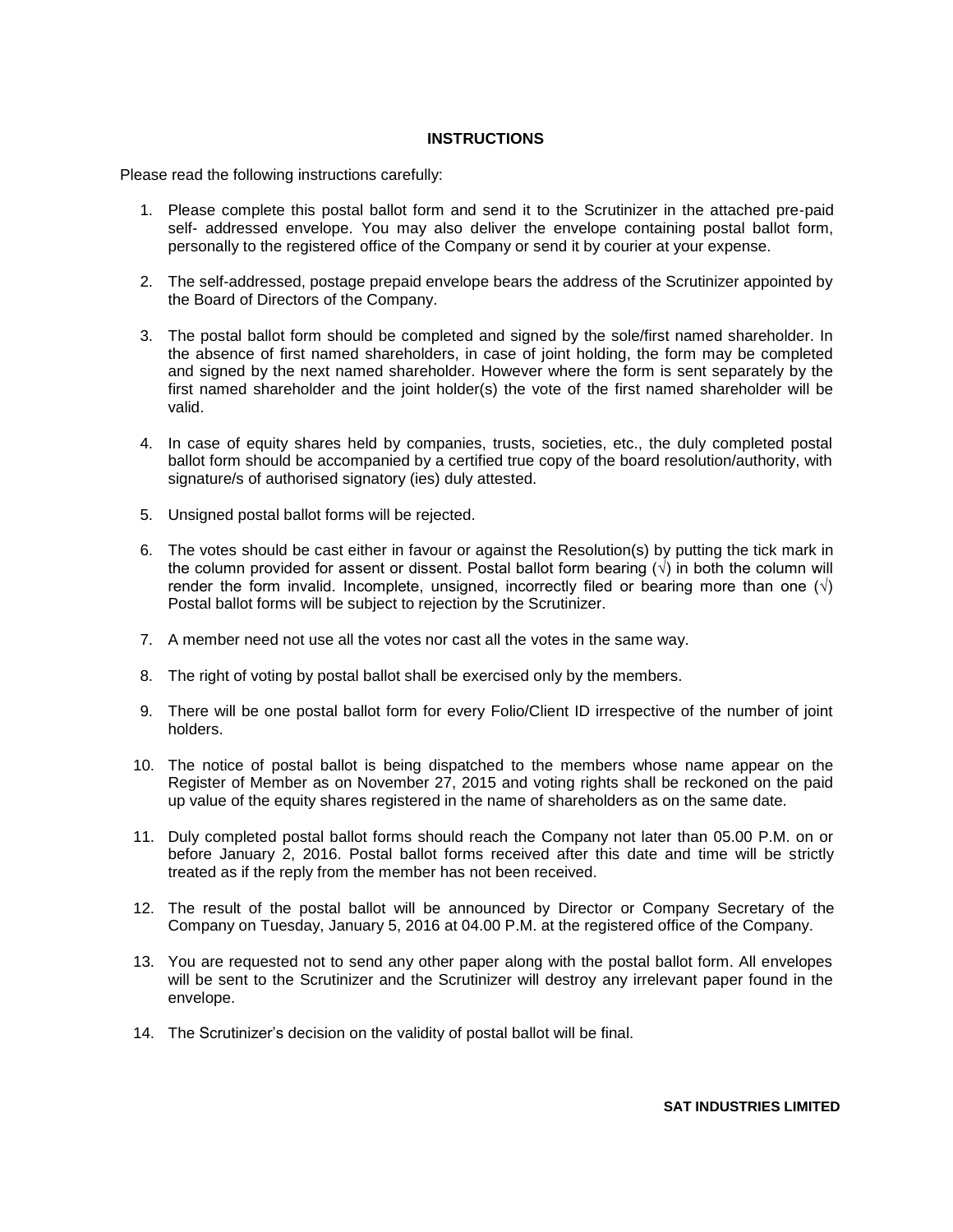## INSTRUCTIONS

Please read the following instructions carefully:

1. Please complete this postal ballot form and send it to the Scrutinizer in the attached pre-paid self- addressed envelope. You may also deliver the envelope containing postal ballot form, personally to the registered office of the Company or send it by courier at your expense.
2. The self-addressed, postage prepaid envelope bears the address of the Scrutinizer appointed by the Board of Directors of the Company.
3. The postal ballot form should be completed and signed by the sole/first named shareholder. In the absence of first named shareholders, in case of joint holding, the form may be completed and signed by the next named shareholder. However where the form is sent separately by the first named shareholder and the joint holder(s) the vote of the first named shareholder will be valid.
4. In case of equity shares held by companies, trusts, societies, etc., the duly completed postal ballot form should be accompanied by a certified true copy of the board resolution/authority, with signature/s of authorised signatory (ies) duly attested.
5. Unsigned postal ballot forms will be rejected.
6. The votes should be cast either in favour or against the Resolution(s) by putting the tick mark in the column provided for assent or dissent. Postal ballot form bearing (√) in both the column will render the form invalid. Incomplete, unsigned, incorrectly filed or bearing more than one (√) Postal ballot forms will be subject to rejection by the Scrutinizer.
7. A member need not use all the votes nor cast all the votes in the same way.
8. The right of voting by postal ballot shall be exercised only by the members.
9. There will be one postal ballot form for every Folio/Client ID irrespective of the number of joint holders.
10. The notice of postal ballot is being dispatched to the members whose name appear on the Register of Member as on November 27, 2015 and voting rights shall be reckoned on the paid up value of the equity shares registered in the name of shareholders as on the same date.
11. Duly completed postal ballot forms should reach the Company not later than 05.00 P.M. on or before January 2, 2016. Postal ballot forms received after this date and time will be strictly treated as if the reply from the member has not been received.
12. The result of the postal ballot will be announced by Director or Company Secretary of the Company on Tuesday, January 5, 2016 at 04.00 P.M. at the registered office of the Company.
13. You are requested not to send any other paper along with the postal ballot form. All envelopes will be sent to the Scrutinizer and the Scrutinizer will destroy any irrelevant paper found in the envelope.
14. The Scrutinizer's decision on the validity of postal ballot will be final.

**SAT INDUSTRIES LIMITED**